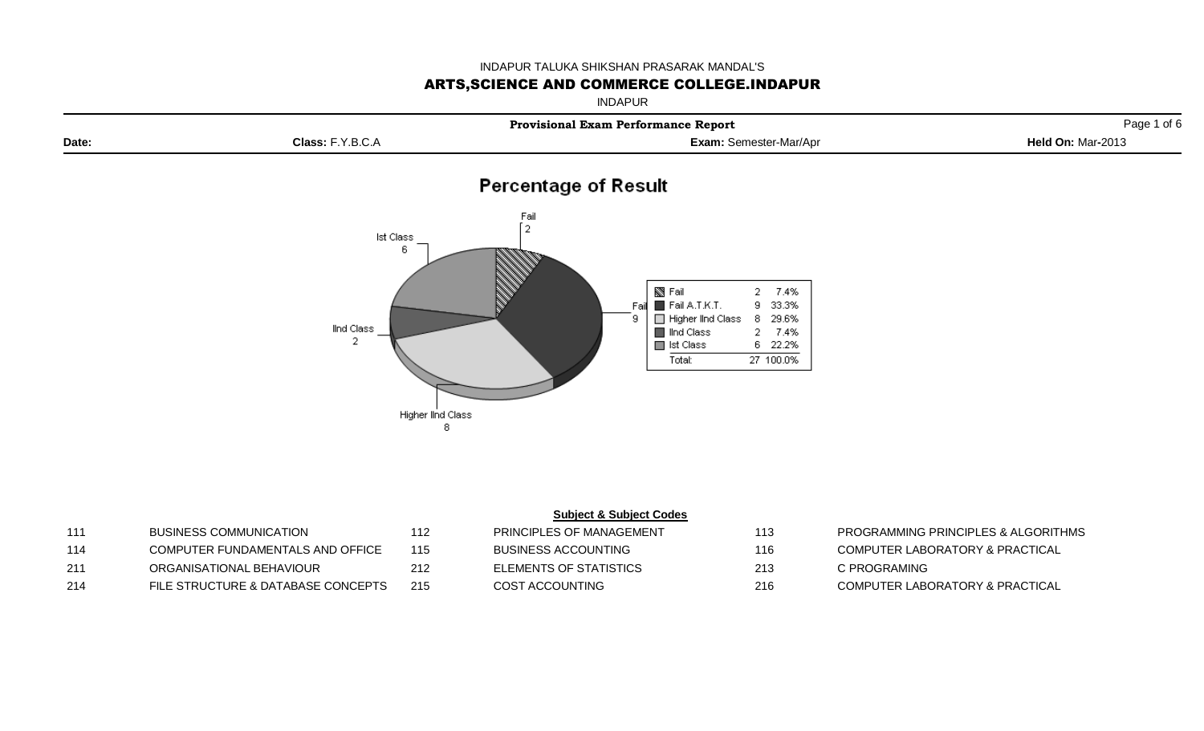INDAPUR TALUKA SHIKSHAN PRASARAK MANDAL'S

# ARTS,SCIENCE AND COMMERCE COLLEGE.INDAPUR

INDAPUR

**Provisional Exam Performance Report**

**Date:** | **Class:** F.Y.B.C.A | **Exam:** Semester-Mar/Apr | **Held On:** Mar-2013

## Percentage of Result

| Result | Count | Percentage |
|---|---|---|
| Fail | 2 | 7.4% |
| Fail A.T.K.T. | 9 | 33.3% |
| Higher IInd Class | 8 | 29.6% |
| IInd Class | 2 | 7.4% |
| Ist Class | 6 | 22.2% |
| Total: | 27 | 100.0% |

**Subject & Subject Codes**

| Code | Subject | Code | Subject | Code | Subject |
|---|---|---|---|---|---|
| 111 | BUSINESS COMMUNICATION | 112 | PRINCIPLES OF MANAGEMENT | 113 | PROGRAMMING PRINCIPLES & ALGORITHMS |
| 114 | COMPUTER FUNDAMENTALS AND OFFICE | 115 | BUSINESS ACCOUNTING | 116 | COMPUTER LABORATORY & PRACTICAL |
| 211 | ORGANISATIONAL BEHAVIOUR | 212 | ELEMENTS OF STATISTICS | 213 | C PROGRAMING |
| 214 | FILE STRUCTURE & DATABASE CONCEPTS | 215 | COST ACCOUNTING | 216 | COMPUTER LABORATORY & PRACTICAL |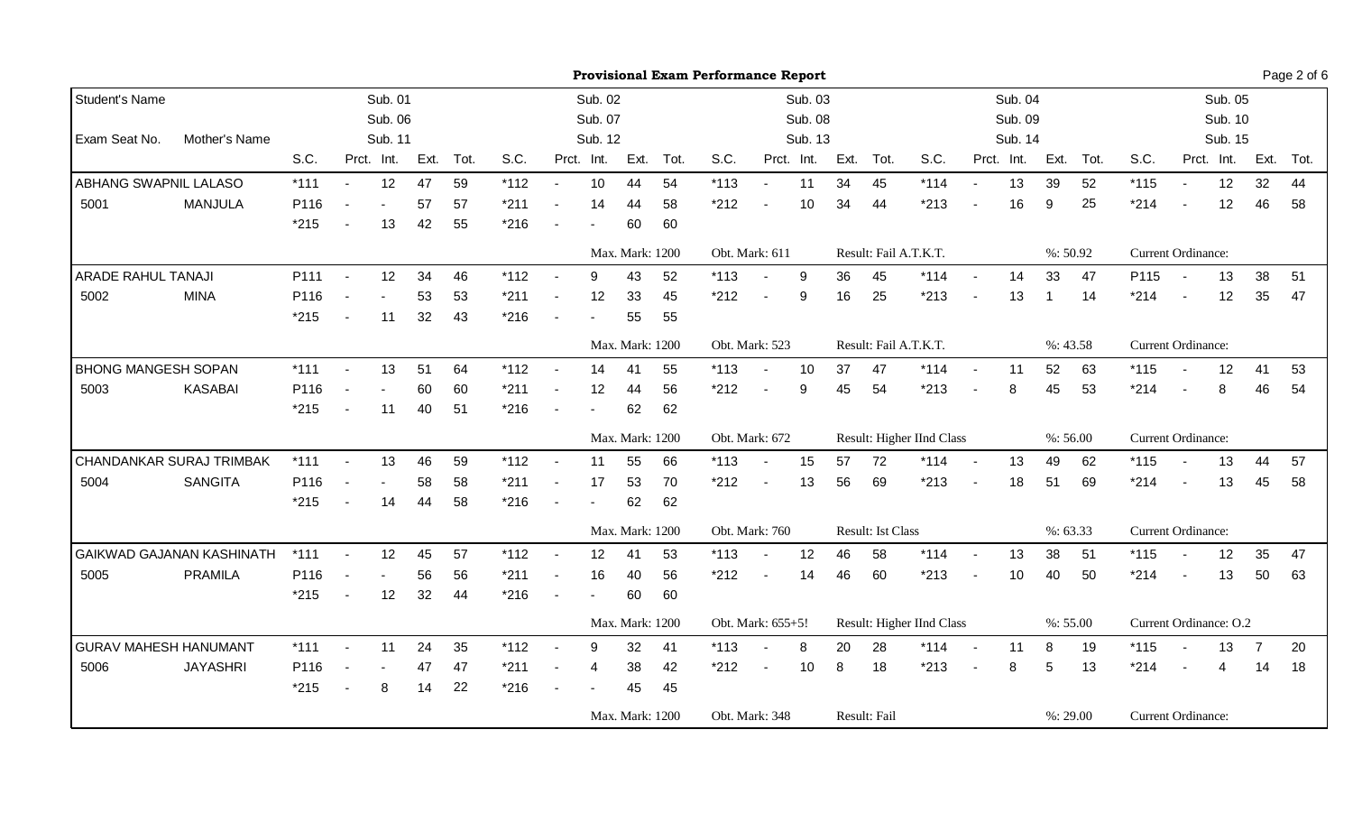**Provisional Exam Performance Report**

| Student's Name | | S.C. | Prct. | Int. (Sub. 01 / Sub. 06 / Sub. 11) | Ext. | Tot. | S.C. | Prct. | Int. (Sub. 02 / Sub. 07 / Sub. 12) | Ext. | Tot. | S.C. | Prct. | Int. (Sub. 03 / Sub. 08 / Sub. 13) | Ext. | Tot. | S.C. | Prct. | Int. (Sub. 04 / Sub. 09 / Sub. 14) | Ext. | Tot. | S.C. | Prct. | Int. (Sub. 05 / Sub. 10 / Sub. 15) | Ext. | Tot. |
|---|---|---|---|---|---|---|---|---|---|---|---|---|---|---|---|---|---|---|---|---|---|---|---|---|---|---|
| **Exam Seat No.** | **Mother's Name** | | | | | | | | | | | | | | | | | | | | | | | | | |
| ABHANG SWAPNIL LALASO | | *111 | - | 12 | 47 | 59 | *112 | - | 10 | 44 | 54 | *113 | - | 11 | 34 | 45 | *114 | - | 13 | 39 | 52 | *115 | - | 12 | 32 | 44 |
| 5001 | MANJULA | P116 | - | - | 57 | 57 | *211 | - | 14 | 44 | 58 | *212 | - | 10 | 34 | 44 | *213 | - | 16 | 9 | 25 | *214 | - | 12 | 46 | 58 |
| | | *215 | - | 13 | 42 | 55 | *216 | - | - | 60 | 60 | | | | | | | | | | | | | | | |
| | | | | | | | | | Max. Mark: 1200 | | | Obt. Mark: 611 | | | Result: Fail A.T.K.T. | | | | | %: 50.92 | | Current Ordinance: | | | | |
| ARADE RAHUL TANAJI | | P111 | - | 12 | 34 | 46 | *112 | - | 9 | 43 | 52 | *113 | - | 9 | 36 | 45 | *114 | - | 14 | 33 | 47 | P115 | - | 13 | 38 | 51 |
| 5002 | MINA | P116 | - | - | 53 | 53 | *211 | - | 12 | 33 | 45 | *212 | - | 9 | 16 | 25 | *213 | - | 13 | 1 | 14 | *214 | - | 12 | 35 | 47 |
| | | *215 | - | 11 | 32 | 43 | *216 | - | - | 55 | 55 | | | | | | | | | | | | | | | |
| | | | | | | | | | Max. Mark: 1200 | | | Obt. Mark: 523 | | | Result: Fail A.T.K.T. | | | | | %: 43.58 | | Current Ordinance: | | | | |
| BHONG MANGESH SOPAN | | *111 | - | 13 | 51 | 64 | *112 | - | 14 | 41 | 55 | *113 | - | 10 | 37 | 47 | *114 | - | 11 | 52 | 63 | *115 | - | 12 | 41 | 53 |
| 5003 | KASABAI | P116 | - | - | 60 | 60 | *211 | - | 12 | 44 | 56 | *212 | - | 9 | 45 | 54 | *213 | - | 8 | 45 | 53 | *214 | - | 8 | 46 | 54 |
| | | *215 | - | 11 | 40 | 51 | *216 | - | - | 62 | 62 | | | | | | | | | | | | | | | |
| | | | | | | | | | Max. Mark: 1200 | | | Obt. Mark: 672 | | | Result: Higher IInd Class | | | | | %: 56.00 | | Current Ordinance: | | | | |
| CHANDANKAR SURAJ TRIMBAK | | *111 | - | 13 | 46 | 59 | *112 | - | 11 | 55 | 66 | *113 | - | 15 | 57 | 72 | *114 | - | 13 | 49 | 62 | *115 | - | 13 | 44 | 57 |
| 5004 | SANGITA | P116 | - | - | 58 | 58 | *211 | - | 17 | 53 | 70 | *212 | - | 13 | 56 | 69 | *213 | - | 18 | 51 | 69 | *214 | - | 13 | 45 | 58 |
| | | *215 | - | 14 | 44 | 58 | *216 | - | - | 62 | 62 | | | | | | | | | | | | | | | |
| | | | | | | | | | Max. Mark: 1200 | | | Obt. Mark: 760 | | | Result: Ist Class | | | | | %: 63.33 | | Current Ordinance: | | | | |
| GAIKWAD GAJANAN KASHINATH | | *111 | - | 12 | 45 | 57 | *112 | - | 12 | 41 | 53 | *113 | - | 12 | 46 | 58 | *114 | - | 13 | 38 | 51 | *115 | - | 12 | 35 | 47 |
| 5005 | PRAMILA | P116 | - | - | 56 | 56 | *211 | - | 16 | 40 | 56 | *212 | - | 14 | 46 | 60 | *213 | - | 10 | 40 | 50 | *214 | - | 13 | 50 | 63 |
| | | *215 | - | 12 | 32 | 44 | *216 | - | - | 60 | 60 | | | | | | | | | | | | | | | |
| | | | | | | | | | Max. Mark: 1200 | | | Obt. Mark: 655+5! | | | Result: Higher IInd Class | | | | | %: 55.00 | | Current Ordinance: O.2 | | | | |
| GURAV MAHESH HANUMANT | | *111 | - | 11 | 24 | 35 | *112 | - | 9 | 32 | 41 | *113 | - | 8 | 20 | 28 | *114 | - | 11 | 8 | 19 | *115 | - | 13 | 7 | 20 |
| 5006 | JAYASHRI | P116 | - | - | 47 | 47 | *211 | - | 4 | 38 | 42 | *212 | - | 10 | 8 | 18 | *213 | - | 8 | 5 | 13 | *214 | - | 4 | 14 | 18 |
| | | *215 | - | 8 | 14 | 22 | *216 | - | - | 45 | 45 | | | | | | | | | | | | | | | |
| | | | | | | | | | Max. Mark: 1200 | | | Obt. Mark: 348 | | | Result: Fail | | | | | %: 29.00 | | Current Ordinance: | | | | |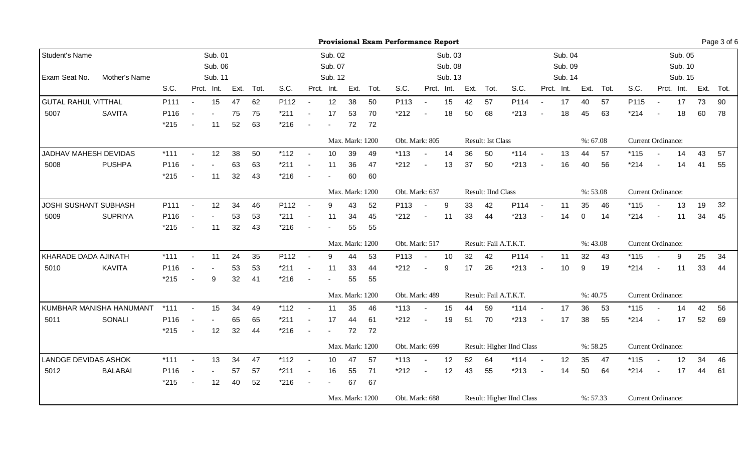# Provisional Exam Performance Report

| Student's Name / Exam Seat No. | Mother's Name | S.C. | Prct. | Int. | Ext. | Tot. | S.C. | Prct. | Int. | Ext. | Tot. | S.C. | Prct. | Int. | Ext. | Tot. | S.C. | Prct. | Int. | Ext. | Tot. | S.C. | Prct. | Int. | Ext. | Tot. |
|---|---|---|---|---|---|---|---|---|---|---|---|---|---|---|---|---|---|---|---|---|---|---|---|---|---|---|
| | | Sub. 01 / Sub. 06 / Sub. 11 | | | | | Sub. 02 / Sub. 07 / Sub. 12 | | | | | Sub. 03 / Sub. 08 / Sub. 13 | | | | | Sub. 04 / Sub. 09 / Sub. 14 | | | | | Sub. 05 / Sub. 10 / Sub. 15 | | | | |
| GUTAL RAHUL VITTHAL | | P111 | - | 15 | 47 | 62 | P112 | - | 12 | 38 | 50 | P113 | - | 15 | 42 | 57 | P114 | - | 17 | 40 | 57 | P115 | - | 17 | 73 | 90 |
| 5007 | SAVITA | P116 | - | - | 75 | 75 | *211 | - | 17 | 53 | 70 | *212 | - | 18 | 50 | 68 | *213 | - | 18 | 45 | 63 | *214 | - | 18 | 60 | 78 |
| | | *215 | - | 11 | 52 | 63 | *216 | - | - | 72 | 72 | | | | | | | | | | | | | | | |
| | | | | | | | Max. Mark: 1200 | | | | | Obt. Mark: 805 | | | | | Result: Ist Class | | | | | %: 67.08 | | | | Current Ordinance: |
| JADHAV MAHESH DEVIDAS | | *111 | - | 12 | 38 | 50 | *112 | - | 10 | 39 | 49 | *113 | - | 14 | 36 | 50 | *114 | - | 13 | 44 | 57 | *115 | - | 14 | 43 | 57 |
| 5008 | PUSHPA | P116 | - | - | 63 | 63 | *211 | - | 11 | 36 | 47 | *212 | - | 13 | 37 | 50 | *213 | - | 16 | 40 | 56 | *214 | - | 14 | 41 | 55 |
| | | *215 | - | 11 | 32 | 43 | *216 | - | - | 60 | 60 | | | | | | | | | | | | | | | |
| | | | | | | | Max. Mark: 1200 | | | | | Obt. Mark: 637 | | | | | Result: IInd Class | | | | | %: 53.08 | | | | Current Ordinance: |
| JOSHI SUSHANT SUBHASH | | P111 | - | 12 | 34 | 46 | P112 | - | 9 | 43 | 52 | P113 | - | 9 | 33 | 42 | P114 | - | 11 | 35 | 46 | *115 | - | 13 | 19 | 32 |
| 5009 | SUPRIYA | P116 | - | - | 53 | 53 | *211 | - | 11 | 34 | 45 | *212 | - | 11 | 33 | 44 | *213 | - | 14 | 0 | 14 | *214 | - | 11 | 34 | 45 |
| | | *215 | - | 11 | 32 | 43 | *216 | - | - | 55 | 55 | | | | | | | | | | | | | | | |
| | | | | | | | Max. Mark: 1200 | | | | | Obt. Mark: 517 | | | | | Result: Fail A.T.K.T. | | | | | %: 43.08 | | | | Current Ordinance: |
| KHARADE DADA AJINATH | | *111 | - | 11 | 24 | 35 | P112 | - | 9 | 44 | 53 | P113 | - | 10 | 32 | 42 | P114 | - | 11 | 32 | 43 | *115 | - | 9 | 25 | 34 |
| 5010 | KAVITA | P116 | - | - | 53 | 53 | *211 | - | 11 | 33 | 44 | *212 | - | 9 | 17 | 26 | *213 | - | 10 | 9 | 19 | *214 | - | 11 | 33 | 44 |
| | | *215 | - | 9 | 32 | 41 | *216 | - | - | 55 | 55 | | | | | | | | | | | | | | | |
| | | | | | | | Max. Mark: 1200 | | | | | Obt. Mark: 489 | | | | | Result: Fail A.T.K.T. | | | | | %: 40.75 | | | | Current Ordinance: |
| KUMBHAR MANISHA HANUMANT | | *111 | - | 15 | 34 | 49 | *112 | - | 11 | 35 | 46 | *113 | - | 15 | 44 | 59 | *114 | - | 17 | 36 | 53 | *115 | - | 14 | 42 | 56 |
| 5011 | SONALI | P116 | - | - | 65 | 65 | *211 | - | 17 | 44 | 61 | *212 | - | 19 | 51 | 70 | *213 | - | 17 | 38 | 55 | *214 | - | 17 | 52 | 69 |
| | | *215 | - | 12 | 32 | 44 | *216 | - | - | 72 | 72 | | | | | | | | | | | | | | | |
| | | | | | | | Max. Mark: 1200 | | | | | Obt. Mark: 699 | | | | | Result: Higher IInd Class | | | | | %: 58.25 | | | | Current Ordinance: |
| LANDGE DEVIDAS ASHOK | | *111 | - | 13 | 34 | 47 | *112 | - | 10 | 47 | 57 | *113 | - | 12 | 52 | 64 | *114 | - | 12 | 35 | 47 | *115 | - | 12 | 34 | 46 |
| 5012 | BALABAI | P116 | - | - | 57 | 57 | *211 | - | 16 | 55 | 71 | *212 | - | 12 | 43 | 55 | *213 | - | 14 | 50 | 64 | *214 | - | 17 | 44 | 61 |
| | | *215 | - | 12 | 40 | 52 | *216 | - | - | 67 | 67 | | | | | | | | | | | | | | | |
| | | | | | | | Max. Mark: 1200 | | | | | Obt. Mark: 688 | | | | | Result: Higher IInd Class | | | | | %: 57.33 | | | | Current Ordinance: |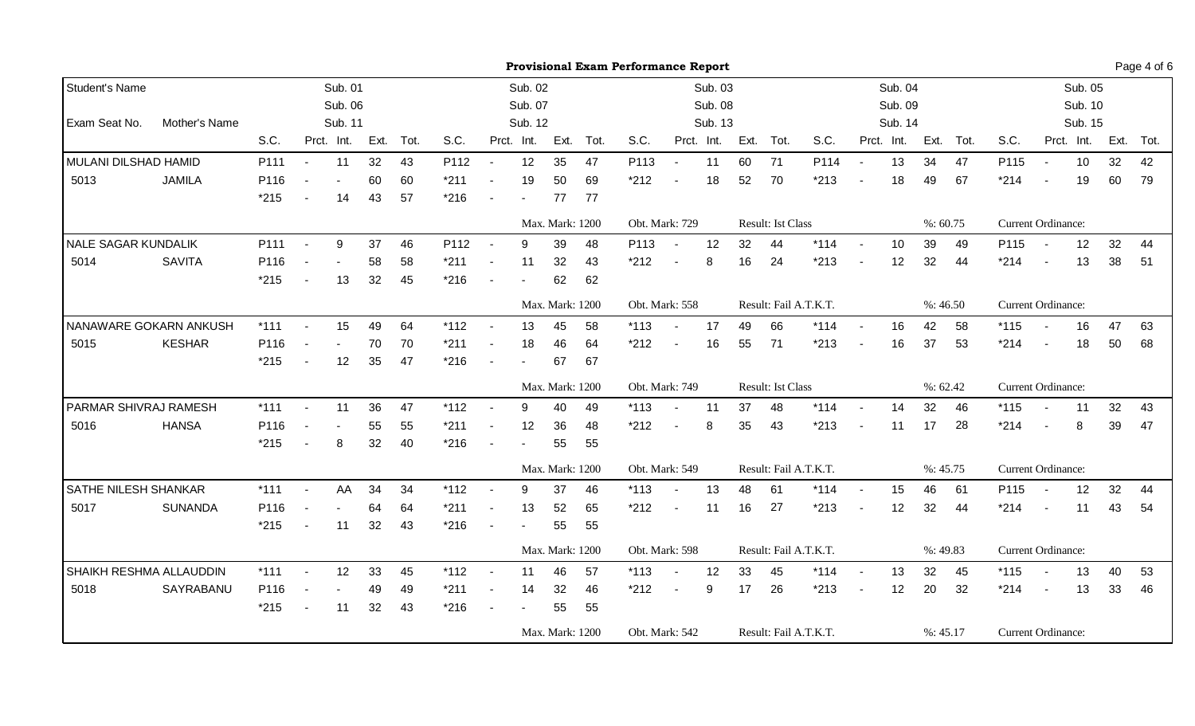# Provisional Exam Performance Report

| Student's Name / Exam Seat No. | Mother's Name | S.C. | Prct. | Int. | Ext. | Tot. | S.C. | Prct. | Int. | Ext. | Tot. | S.C. | Prct. | Int. | Ext. | Tot. | S.C. | Prct. | Int. | Ext. | Tot. | S.C. | Prct. | Int. | Ext. | Tot. |
|---|---|---|---|---|---|---|---|---|---|---|---|---|---|---|---|---|---|---|---|---|---|---|---|---|---|---|
| | | Sub. 01 / Sub. 06 / Sub. 11 | | | | | Sub. 02 / Sub. 07 / Sub. 12 | | | | | Sub. 03 / Sub. 08 / Sub. 13 | | | | | Sub. 04 / Sub. 09 / Sub. 14 | | | | | Sub. 05 / Sub. 10 / Sub. 15 | | | | |
| MULANI DILSHAD HAMID | | P111 | - | 11 | 32 | 43 | P112 | - | 12 | 35 | 47 | P113 | - | 11 | 60 | 71 | P114 | - | 13 | 34 | 47 | P115 | - | 10 | 32 | 42 |
| 5013 | JAMILA | P116 | - | - | 60 | 60 | *211 | - | 19 | 50 | 69 | *212 | - | 18 | 52 | 70 | *213 | - | 18 | 49 | 67 | *214 | - | 19 | 60 | 79 |
| | | *215 | - | 14 | 43 | 57 | *216 | - | - | 77 | 77 | | | | | | | | | | | | | | | |
| | | | | | | | Max. Mark: 1200 | | | | | Obt. Mark: 729 | | | | | Result: Ist Class | | | | | %: 60.75 | | Current Ordinance: | | |
| NALE SAGAR KUNDALIK | | P111 | - | 9 | 37 | 46 | P112 | - | 9 | 39 | 48 | P113 | - | 12 | 32 | 44 | *114 | - | 10 | 39 | 49 | P115 | - | 12 | 32 | 44 |
| 5014 | SAVITA | P116 | - | - | 58 | 58 | *211 | - | 11 | 32 | 43 | *212 | - | 8 | 16 | 24 | *213 | - | 12 | 32 | 44 | *214 | - | 13 | 38 | 51 |
| | | *215 | - | 13 | 32 | 45 | *216 | - | - | 62 | 62 | | | | | | | | | | | | | | | |
| | | | | | | | Max. Mark: 1200 | | | | | Obt. Mark: 558 | | | | | Result: Fail A.T.K.T. | | | | | %: 46.50 | | Current Ordinance: | | |
| NANAWARE GOKARN ANKUSH | | *111 | - | 15 | 49 | 64 | *112 | - | 13 | 45 | 58 | *113 | - | 17 | 49 | 66 | *114 | - | 16 | 42 | 58 | *115 | - | 16 | 47 | 63 |
| 5015 | KESHAR | P116 | - | - | 70 | 70 | *211 | - | 18 | 46 | 64 | *212 | - | 16 | 55 | 71 | *213 | - | 16 | 37 | 53 | *214 | - | 18 | 50 | 68 |
| | | *215 | - | 12 | 35 | 47 | *216 | - | - | 67 | 67 | | | | | | | | | | | | | | | |
| | | | | | | | Max. Mark: 1200 | | | | | Obt. Mark: 749 | | | | | Result: Ist Class | | | | | %: 62.42 | | Current Ordinance: | | |
| PARMAR SHIVRAJ RAMESH | | *111 | - | 11 | 36 | 47 | *112 | - | 9 | 40 | 49 | *113 | - | 11 | 37 | 48 | *114 | - | 14 | 32 | 46 | *115 | - | 11 | 32 | 43 |
| 5016 | HANSA | P116 | - | - | 55 | 55 | *211 | - | 12 | 36 | 48 | *212 | - | 8 | 35 | 43 | *213 | - | 11 | 17 | 28 | *214 | - | 8 | 39 | 47 |
| | | *215 | - | 8 | 32 | 40 | *216 | - | - | 55 | 55 | | | | | | | | | | | | | | | |
| | | | | | | | Max. Mark: 1200 | | | | | Obt. Mark: 549 | | | | | Result: Fail A.T.K.T. | | | | | %: 45.75 | | Current Ordinance: | | |
| SATHE NILESH SHANKAR | | *111 | - | AA | 34 | 34 | *112 | - | 9 | 37 | 46 | *113 | - | 13 | 48 | 61 | *114 | - | 15 | 46 | 61 | P115 | - | 12 | 32 | 44 |
| 5017 | SUNANDA | P116 | - | - | 64 | 64 | *211 | - | 13 | 52 | 65 | *212 | - | 11 | 16 | 27 | *213 | - | 12 | 32 | 44 | *214 | - | 11 | 43 | 54 |
| | | *215 | - | 11 | 32 | 43 | *216 | - | - | 55 | 55 | | | | | | | | | | | | | | | |
| | | | | | | | Max. Mark: 1200 | | | | | Obt. Mark: 598 | | | | | Result: Fail A.T.K.T. | | | | | %: 49.83 | | Current Ordinance: | | |
| SHAIKH RESHMA ALLAUDDIN | | *111 | - | 12 | 33 | 45 | *112 | - | 11 | 46 | 57 | *113 | - | 12 | 33 | 45 | *114 | - | 13 | 32 | 45 | *115 | - | 13 | 40 | 53 |
| 5018 | SAYRABANU | P116 | - | - | 49 | 49 | *211 | - | 14 | 32 | 46 | *212 | - | 9 | 17 | 26 | *213 | - | 12 | 20 | 32 | *214 | - | 13 | 33 | 46 |
| | | *215 | - | 11 | 32 | 43 | *216 | - | - | 55 | 55 | | | | | | | | | | | | | | | |
| | | | | | | | Max. Mark: 1200 | | | | | Obt. Mark: 542 | | | | | Result: Fail A.T.K.T. | | | | | %: 45.17 | | Current Ordinance: | | |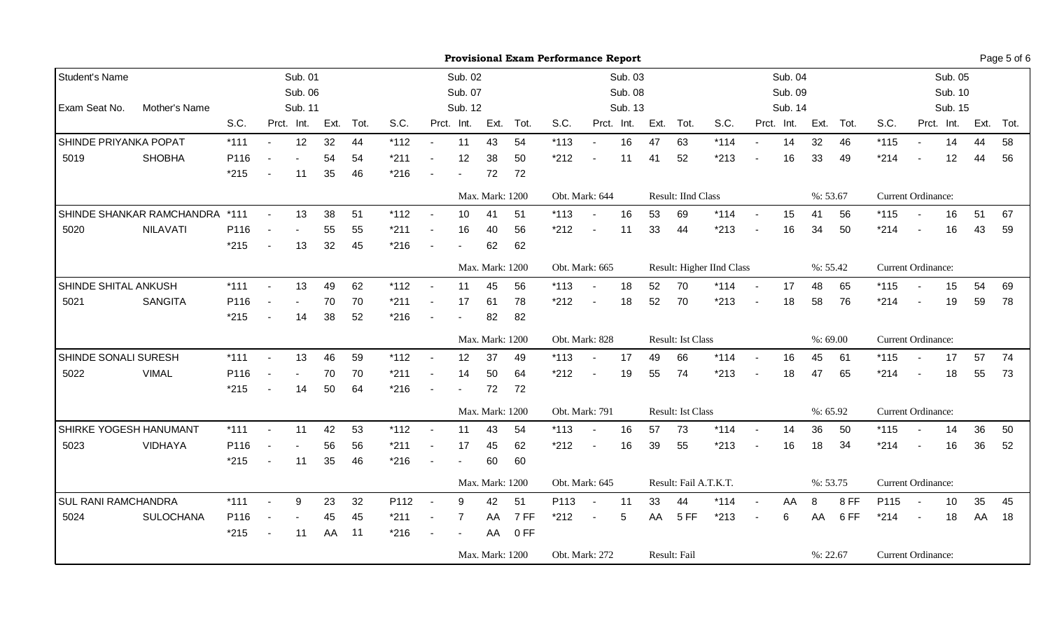**Provisional Exam Performance Report**

| Student's Name | | S.C. | Prct. | Int. | Ext. | Tot. | S.C. | Prct. | Int. | Ext. | Tot. | S.C. | Prct. | Int. | Ext. | Tot. | S.C. | Prct. | Int. | Ext. | Tot. | S.C. | Prct. | Int. | Ext. | Tot. |
|---|---|---|---|---|---|---|---|---|---|---|---|---|---|---|---|---|---|---|---|---|---|---|---|---|---|---|
| Exam Seat No. | Mother's Name | | | Sub. 01 / Sub. 06 / Sub. 11 | | | | | Sub. 02 / Sub. 07 / Sub. 12 | | | | | Sub. 03 / Sub. 08 / Sub. 13 | | | | | Sub. 04 / Sub. 09 / Sub. 14 | | | | | Sub. 05 / Sub. 10 / Sub. 15 | | |
| SHINDE PRIYANKA POPAT | | *111 | - | 12 | 32 | 44 | *112 | - | 11 | 43 | 54 | *113 | - | 16 | 47 | 63 | *114 | - | 14 | 32 | 46 | *115 | - | 14 | 44 | 58 |
| 5019 | SHOBHA | P116 | - | - | 54 | 54 | *211 | - | 12 | 38 | 50 | *212 | - | 11 | 41 | 52 | *213 | - | 16 | 33 | 49 | *214 | - | 12 | 44 | 56 |
| | | *215 | - | 11 | 35 | 46 | *216 | - | - | 72 | 72 | | | | | | | | | | | | | | | |
| | | | | | | | | | Max. Mark: 1200 | | | Obt. Mark: 644 | | | Result: IInd Class | | | | | %: 53.67 | | Current Ordinance: | | | | |
| SHINDE SHANKAR RAMCHANDRA | | *111 | - | 13 | 38 | 51 | *112 | - | 10 | 41 | 51 | *113 | - | 16 | 53 | 69 | *114 | - | 15 | 41 | 56 | *115 | - | 16 | 51 | 67 |
| 5020 | NILAVATI | P116 | - | - | 55 | 55 | *211 | - | 16 | 40 | 56 | *212 | - | 11 | 33 | 44 | *213 | - | 16 | 34 | 50 | *214 | - | 16 | 43 | 59 |
| | | *215 | - | 13 | 32 | 45 | *216 | - | - | 62 | 62 | | | | | | | | | | | | | | | |
| | | | | | | | | | Max. Mark: 1200 | | | Obt. Mark: 665 | | | Result: Higher IInd Class | | | | | %: 55.42 | | Current Ordinance: | | | | |
| SHINDE SHITAL ANKUSH | | *111 | - | 13 | 49 | 62 | *112 | - | 11 | 45 | 56 | *113 | - | 18 | 52 | 70 | *114 | - | 17 | 48 | 65 | *115 | - | 15 | 54 | 69 |
| 5021 | SANGITA | P116 | - | - | 70 | 70 | *211 | - | 17 | 61 | 78 | *212 | - | 18 | 52 | 70 | *213 | - | 18 | 58 | 76 | *214 | - | 19 | 59 | 78 |
| | | *215 | - | 14 | 38 | 52 | *216 | - | - | 82 | 82 | | | | | | | | | | | | | | | |
| | | | | | | | | | Max. Mark: 1200 | | | Obt. Mark: 828 | | | Result: Ist Class | | | | | %: 69.00 | | Current Ordinance: | | | | |
| SHINDE SONALI SURESH | | *111 | - | 13 | 46 | 59 | *112 | - | 12 | 37 | 49 | *113 | - | 17 | 49 | 66 | *114 | - | 16 | 45 | 61 | *115 | - | 17 | 57 | 74 |
| 5022 | VIMAL | P116 | - | - | 70 | 70 | *211 | - | 14 | 50 | 64 | *212 | - | 19 | 55 | 74 | *213 | - | 18 | 47 | 65 | *214 | - | 18 | 55 | 73 |
| | | *215 | - | 14 | 50 | 64 | *216 | - | - | 72 | 72 | | | | | | | | | | | | | | | |
| | | | | | | | | | Max. Mark: 1200 | | | Obt. Mark: 791 | | | Result: Ist Class | | | | | %: 65.92 | | Current Ordinance: | | | | |
| SHIRKE YOGESH HANUMANT | | *111 | - | 11 | 42 | 53 | *112 | - | 11 | 43 | 54 | *113 | - | 16 | 57 | 73 | *114 | - | 14 | 36 | 50 | *115 | - | 14 | 36 | 50 |
| 5023 | VIDHAYA | P116 | - | - | 56 | 56 | *211 | - | 17 | 45 | 62 | *212 | - | 16 | 39 | 55 | *213 | - | 16 | 18 | 34 | *214 | - | 16 | 36 | 52 |
| | | *215 | - | 11 | 35 | 46 | *216 | - | - | 60 | 60 | | | | | | | | | | | | | | | |
| | | | | | | | | | Max. Mark: 1200 | | | Obt. Mark: 645 | | | Result: Fail A.T.K.T. | | | | | %: 53.75 | | Current Ordinance: | | | | |
| SUL RANI RAMCHANDRA | | *111 | - | 9 | 23 | 32 | P112 | - | 9 | 42 | 51 | P113 | - | 11 | 33 | 44 | *114 | - | AA | 8 | 8 FF | P115 | - | 10 | 35 | 45 |
| 5024 | SULOCHANA | P116 | - | - | 45 | 45 | *211 | - | 7 | AA | 7 FF | *212 | - | 5 | AA | 5 FF | *213 | - | 6 | AA | 6 FF | *214 | - | 18 | AA | 18 |
| | | *215 | - | 11 | AA | 11 | *216 | - | - | AA | 0 FF | | | | | | | | | | | | | | | |
| | | | | | | | | | Max. Mark: 1200 | | | Obt. Mark: 272 | | | Result: Fail | | | | | %: 22.67 | | Current Ordinance: | | | | |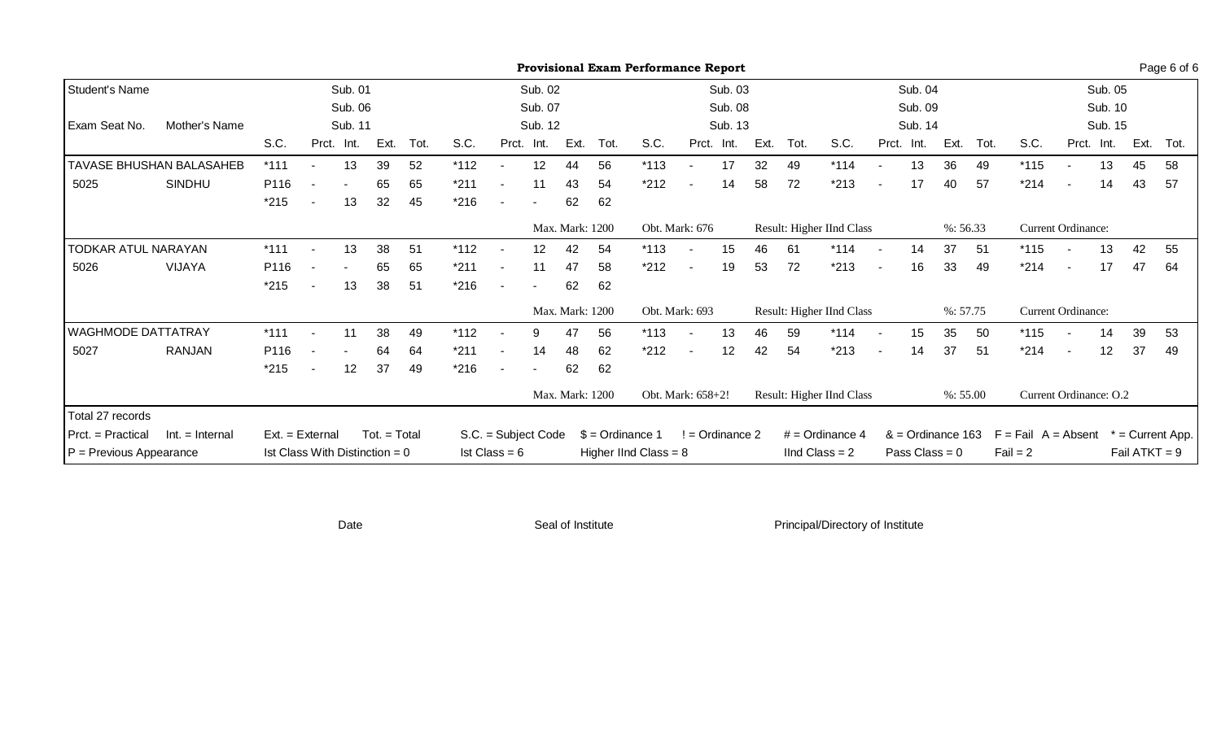## Provisional Exam Performance Report

| Student's Name / Exam Seat No. / Mother's Name | | S.C. | Prct. | Int. | Ext. | Tot. | S.C. | Prct. | Int. | Ext. | Tot. | S.C. | Prct. | Int. | Ext. | Tot. | S.C. | Prct. | Int. | Ext. | Tot. | S.C. | Prct. | Int. | Ext. | Tot. |
|---|---|---|---|---|---|---|---|---|---|---|---|---|---|---|---|---|---|---|---|---|---|---|---|---|---|---|
| | | Sub. 01 / Sub. 06 / Sub. 11 | | | | | Sub. 02 / Sub. 07 / Sub. 12 | | | | | Sub. 03 / Sub. 08 / Sub. 13 | | | | | Sub. 04 / Sub. 09 / Sub. 14 | | | | | Sub. 05 / Sub. 10 / Sub. 15 | | | | |
| TAVASE BHUSHAN BALASAHEB | | *111 | - | 13 | 39 | 52 | *112 | - | 12 | 44 | 56 | *113 | - | 17 | 32 | 49 | *114 | - | 13 | 36 | 49 | *115 | - | 13 | 45 | 58 |
| 5025 | SINDHU | P116 | - | - | 65 | 65 | *211 | - | 11 | 43 | 54 | *212 | - | 14 | 58 | 72 | *213 | - | 17 | 40 | 57 | *214 | - | 14 | 43 | 57 |
| | | *215 | - | 13 | 32 | 45 | *216 | - | - | 62 | 62 | | | | | | | | | | | | | | | |
| | | | | | | | Max. Mark: 1200 | | | | | Obt. Mark: 676 | | | | | Result: Higher IInd Class | | | %: 56.33 | | Current Ordinance: | | | | |
| TODKAR ATUL NARAYAN | | *111 | - | 13 | 38 | 51 | *112 | - | 12 | 42 | 54 | *113 | - | 15 | 46 | 61 | *114 | - | 14 | 37 | 51 | *115 | - | 13 | 42 | 55 |
| 5026 | VIJAYA | P116 | - | - | 65 | 65 | *211 | - | 11 | 47 | 58 | *212 | - | 19 | 53 | 72 | *213 | - | 16 | 33 | 49 | *214 | - | 17 | 47 | 64 |
| | | *215 | - | 13 | 38 | 51 | *216 | - | - | 62 | 62 | | | | | | | | | | | | | | | |
| | | | | | | | Max. Mark: 1200 | | | | | Obt. Mark: 693 | | | | | Result: Higher IInd Class | | | %: 57.75 | | Current Ordinance: | | | | |
| WAGHMODE DATTATRAY | | *111 | - | 11 | 38 | 49 | *112 | - | 9 | 47 | 56 | *113 | - | 13 | 46 | 59 | *114 | - | 15 | 35 | 50 | *115 | - | 14 | 39 | 53 |
| 5027 | RANJAN | P116 | - | - | 64 | 64 | *211 | - | 14 | 48 | 62 | *212 | - | 12 | 42 | 54 | *213 | - | 14 | 37 | 51 | *214 | - | 12 | 37 | 49 |
| | | *215 | - | 12 | 37 | 49 | *216 | - | - | 62 | 62 | | | | | | | | | | | | | | | |
| | | | | | | | Max. Mark: 1200 | | | | | Obt. Mark: 658+2! | | | | | Result: Higher IInd Class | | | %: 55.00 | | Current Ordinance: O.2 | | | | |

Total 27 records

Prct. = Practical    Int. = Internal    Ext. = External    Tot. = Total    S.C. = Subject Code    $ = Ordinance 1    ! = Ordinance 2    # = Ordinance 4    & = Ordinance 163    F = Fail    A = Absent    * = Current App.

P = Previous Appearance    Ist Class With Distinction = 0    Ist Class = 6    Higher IInd Class = 8    IInd Class = 2    Pass Class = 0    Fail = 2    Fail ATKT = 9

Date    Seal of Institute    Principal/Directory of Institute